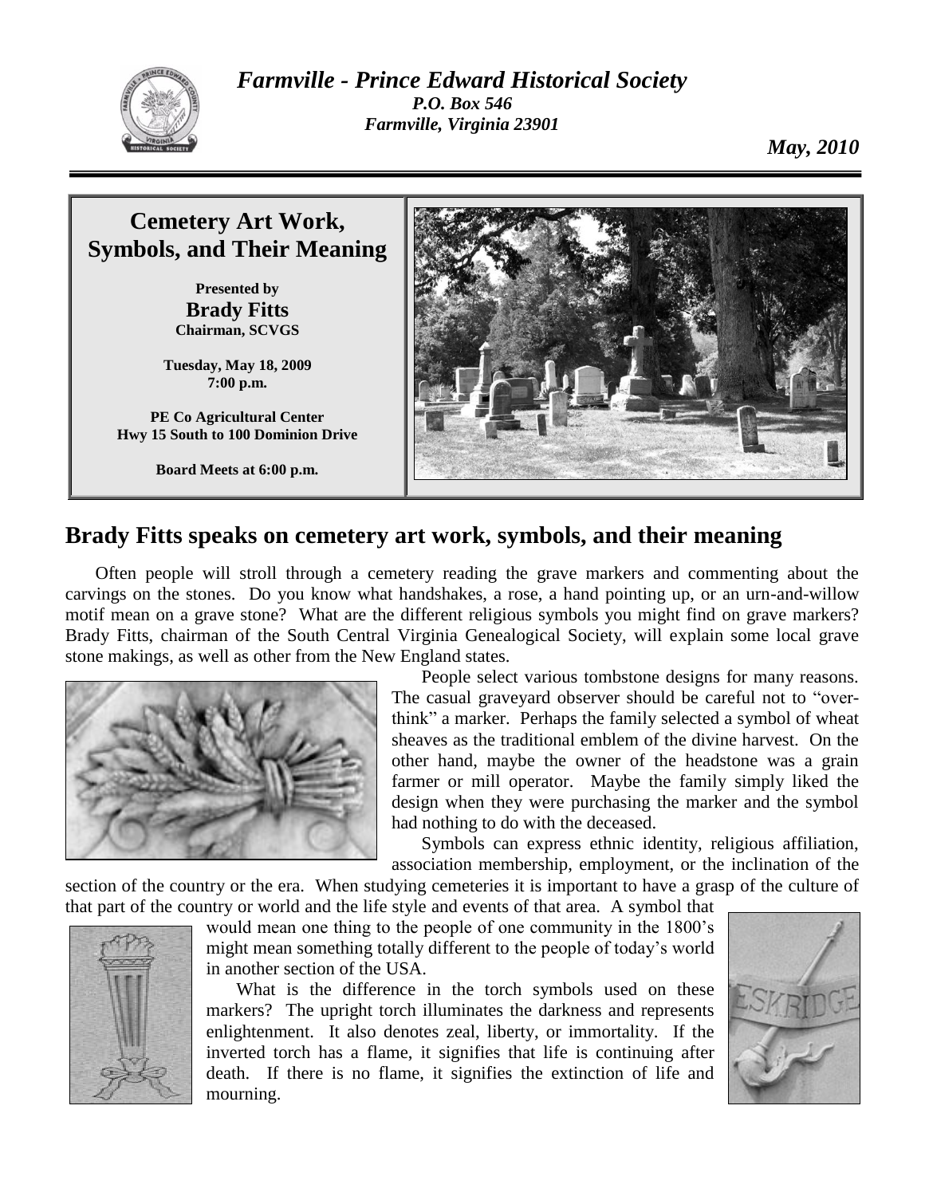# *Farmville - Prince Edward Historical Society*

***P.O. Box 546***
***Farmville, Virginia 23901***

***May, 2010***

## Cemetery Art Work, Symbols, and Their Meaning

**Presented by**
**Brady Fitts**
**Chairman, SCVGS**

**Tuesday, May 18, 2009**
**7:00 p.m.**

**PE Co Agricultural Center**
**Hwy 15 South to 100 Dominion Drive**

**Board Meets at 6:00 p.m.**

## Brady Fitts speaks on cemetery art work, symbols, and their meaning

Often people will stroll through a cemetery reading the grave markers and commenting about the carvings on the stones. Do you know what handshakes, a rose, a hand pointing up, or an urn-and-willow motif mean on a grave stone? What are the different religious symbols you might find on grave markers? Brady Fitts, chairman of the South Central Virginia Genealogical Society, will explain some local grave stone makings, as well as other from the New England states.

People select various tombstone designs for many reasons. The casual graveyard observer should be careful not to "over-think" a marker. Perhaps the family selected a symbol of wheat sheaves as the traditional emblem of the divine harvest. On the other hand, maybe the owner of the headstone was a grain farmer or mill operator. Maybe the family simply liked the design when they were purchasing the marker and the symbol had nothing to do with the deceased.

Symbols can express ethnic identity, religious affiliation, association membership, employment, or the inclination of the section of the country or the era. When studying cemeteries it is important to have a grasp of the culture of that part of the country or world and the life style and events of that area. A symbol that would mean one thing to the people of one community in the 1800's might mean something totally different to the people of today's world in another section of the USA.

What is the difference in the torch symbols used on these markers? The upright torch illuminates the darkness and represents enlightenment. It also denotes zeal, liberty, or immortality. If the inverted torch has a flame, it signifies that life is continuing after death. If there is no flame, it signifies the extinction of life and mourning.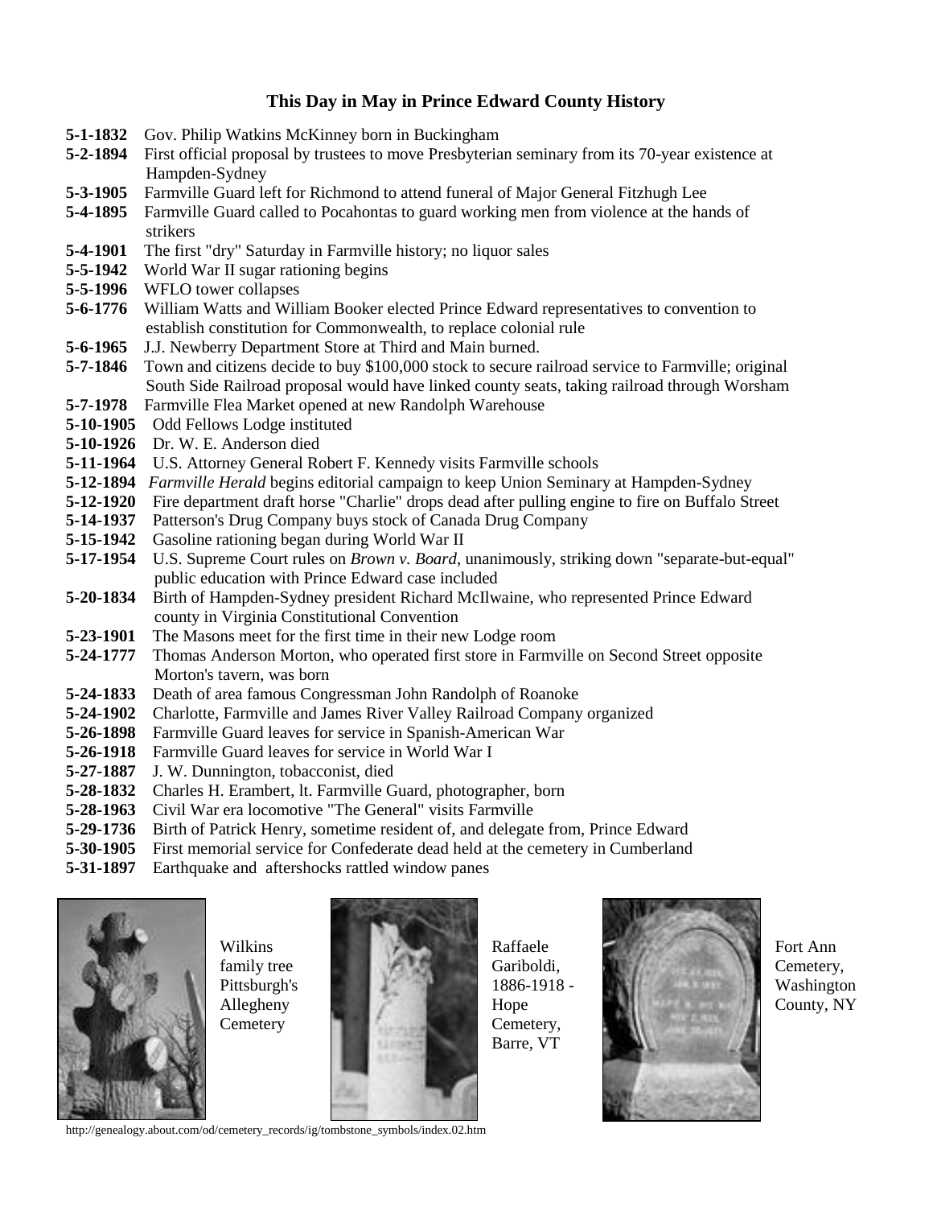## This Day in May in Prince Edward County History

**5-1-1832** Gov. Philip Watkins McKinney born in Buckingham
**5-2-1894** First official proposal by trustees to move Presbyterian seminary from its 70-year existence at Hampden-Sydney
**5-3-1905** Farmville Guard left for Richmond to attend funeral of Major General Fitzhugh Lee
**5-4-1895** Farmville Guard called to Pocahontas to guard working men from violence at the hands of strikers
**5-4-1901** The first "dry" Saturday in Farmville history; no liquor sales
**5-5-1942** World War II sugar rationing begins
**5-5-1996** WFLO tower collapses
**5-6-1776** William Watts and William Booker elected Prince Edward representatives to convention to establish constitution for Commonwealth, to replace colonial rule
**5-6-1965** J.J. Newberry Department Store at Third and Main burned.
**5-7-1846** Town and citizens decide to buy $100,000 stock to secure railroad service to Farmville; original South Side Railroad proposal would have linked county seats, taking railroad through Worsham
**5-7-1978** Farmville Flea Market opened at new Randolph Warehouse
**5-10-1905** Odd Fellows Lodge instituted
**5-10-1926** Dr. W. E. Anderson died
**5-11-1964** U.S. Attorney General Robert F. Kennedy visits Farmville schools
**5-12-1894** *Farmville Herald* begins editorial campaign to keep Union Seminary at Hampden-Sydney
**5-12-1920** Fire department draft horse "Charlie" drops dead after pulling engine to fire on Buffalo Street
**5-14-1937** Patterson's Drug Company buys stock of Canada Drug Company
**5-15-1942** Gasoline rationing began during World War II
**5-17-1954** U.S. Supreme Court rules on *Brown v. Board*, unanimously, striking down "separate-but-equal" public education with Prince Edward case included
**5-20-1834** Birth of Hampden-Sydney president Richard McIlwaine, who represented Prince Edward county in Virginia Constitutional Convention
**5-23-1901** The Masons meet for the first time in their new Lodge room
**5-24-1777** Thomas Anderson Morton, who operated first store in Farmville on Second Street opposite Morton's tavern, was born
**5-24-1833** Death of area famous Congressman John Randolph of Roanoke
**5-24-1902** Charlotte, Farmville and James River Valley Railroad Company organized
**5-26-1898** Farmville Guard leaves for service in Spanish-American War
**5-26-1918** Farmville Guard leaves for service in World War I
**5-27-1887** J. W. Dunnington, tobacconist, died
**5-28-1832** Charles H. Erambert, lt. Farmville Guard, photographer, born
**5-28-1963** Civil War era locomotive "The General" visits Farmville
**5-29-1736** Birth of Patrick Henry, sometime resident of, and delegate from, Prince Edward
**5-30-1905** First memorial service for Confederate dead held at the cemetery in Cumberland
**5-31-1897** Earthquake and aftershocks rattled window panes

Wilkins family tree Pittsburgh's Allegheny Cemetery

Raffaele Gariboldi, 1886-1918 - Hope Cemetery, Barre, VT

Fort Ann Cemetery, Washington County, NY

http://genealogy.about.com/od/cemetery_records/ig/tombstone_symbols/index.02.htm